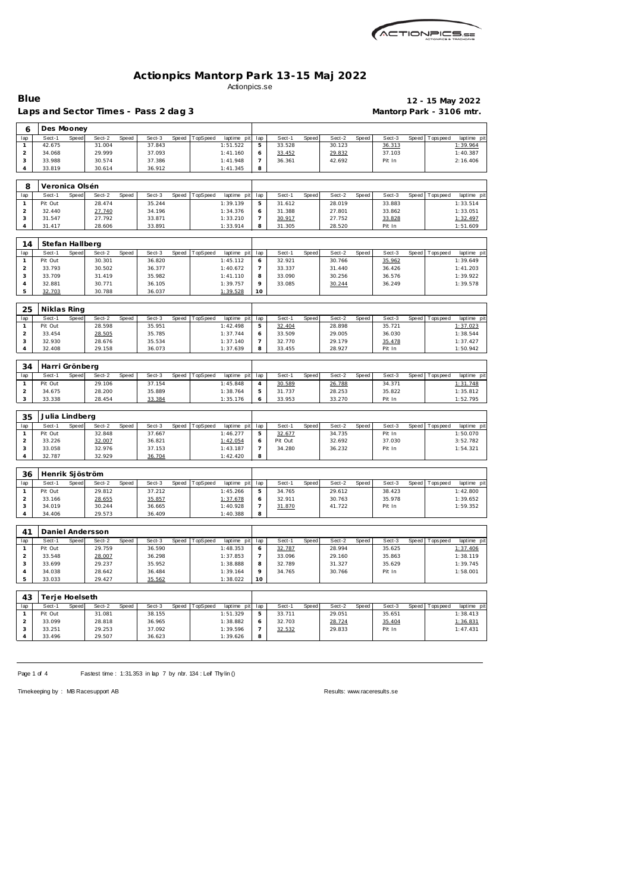# Actionpics Mantorp Park 13-15 Maj 2022

Actionpics.se

**Blue** — **12 - 15 May 2022**

**Laps and Sector Times - Pass 2 dag 3** — **Mantorp Park - 3106 mtr.**

### 6 Des Mooney

| lap | Sect-1 | Speed | Sect-2 | Speed | Sect-3 | Speed | TopSpeed | laptime pit | lap | Sect-1 | Speed | Sect-2 | Speed | Sect-3 | Speed | Topspeed | laptime pit |
|---|---|---|---|---|---|---|---|---|---|---|---|---|---|---|---|---|---|
| 1 | 42.675 | | 31.004 | | 37.843 | | | 1:51.522 | 5 | 33.528 | | 30.123 | | 36.313 | | | 1:39.964 |
| 2 | 34.068 | | 29.999 | | 37.093 | | | 1:41.160 | 6 | 33.452 | | 29.832 | | 37.103 | | | 1:40.387 |
| 3 | 33.988 | | 30.574 | | 37.386 | | | 1:41.948 | 7 | 36.361 | | 42.692 | | Pit In | | | 2:16.406 |
| 4 | 33.819 | | 30.614 | | 36.912 | | | 1:41.345 | 8 | | | | | | | | |

### 8 Veronica Olsén

| lap | Sect-1 | Speed | Sect-2 | Speed | Sect-3 | Speed | TopSpeed | laptime pit | lap | Sect-1 | Speed | Sect-2 | Speed | Sect-3 | Speed | Topspeed | laptime pit |
|---|---|---|---|---|---|---|---|---|---|---|---|---|---|---|---|---|---|
| 1 | Pit Out | | 28.474 | | 35.244 | | | 1:39.139 | 5 | 31.612 | | 28.019 | | 33.883 | | | 1:33.514 |
| 2 | 32.440 | | 27.740 | | 34.196 | | | 1:34.376 | 6 | 31.388 | | 27.801 | | 33.862 | | | 1:33.051 |
| 3 | 31.547 | | 27.792 | | 33.871 | | | 1:33.210 | 7 | 30.917 | | 27.752 | | 33.828 | | | 1:32.497 |
| 4 | 31.417 | | 28.606 | | 33.891 | | | 1:33.914 | 8 | 31.305 | | 28.520 | | Pit In | | | 1:51.609 |

### 14 Stefan Hallberg

| lap | Sect-1 | Speed | Sect-2 | Speed | Sect-3 | Speed | TopSpeed | laptime pit | lap | Sect-1 | Speed | Sect-2 | Speed | Sect-3 | Speed | Topspeed | laptime pit |
|---|---|---|---|---|---|---|---|---|---|---|---|---|---|---|---|---|---|
| 1 | Pit Out | | 30.301 | | 36.820 | | | 1:45.112 | 6 | 32.921 | | 30.766 | | 35.962 | | | 1:39.649 |
| 2 | 33.793 | | 30.502 | | 36.377 | | | 1:40.672 | 7 | 33.337 | | 31.440 | | 36.426 | | | 1:41.203 |
| 3 | 33.709 | | 31.419 | | 35.982 | | | 1:41.110 | 8 | 33.090 | | 30.256 | | 36.576 | | | 1:39.922 |
| 4 | 32.881 | | 30.771 | | 36.105 | | | 1:39.757 | 9 | 33.085 | | 30.244 | | 36.249 | | | 1:39.578 |
| 5 | 32.703 | | 30.788 | | 36.037 | | | 1:39.528 | 10 | | | | | | | | |

### 25 Niklas Ring

| lap | Sect-1 | Speed | Sect-2 | Speed | Sect-3 | Speed | TopSpeed | laptime pit | lap | Sect-1 | Speed | Sect-2 | Speed | Sect-3 | Speed | Topspeed | laptime pit |
|---|---|---|---|---|---|---|---|---|---|---|---|---|---|---|---|---|---|
| 1 | Pit Out | | 28.598 | | 35.951 | | | 1:42.498 | 5 | 32.404 | | 28.898 | | 35.721 | | | 1:37.023 |
| 2 | 33.454 | | 28.505 | | 35.785 | | | 1:37.744 | 6 | 33.509 | | 29.005 | | 36.030 | | | 1:38.544 |
| 3 | 32.930 | | 28.676 | | 35.534 | | | 1:37.140 | 7 | 32.770 | | 29.179 | | 35.478 | | | 1:37.427 |
| 4 | 32.408 | | 29.158 | | 36.073 | | | 1:37.639 | 8 | 33.455 | | 28.927 | | Pit In | | | 1:50.942 |

### 34 Harri Grönberg

| lap | Sect-1 | Speed | Sect-2 | Speed | Sect-3 | Speed | TopSpeed | laptime pit | lap | Sect-1 | Speed | Sect-2 | Speed | Sect-3 | Speed | Topspeed | laptime pit |
|---|---|---|---|---|---|---|---|---|---|---|---|---|---|---|---|---|---|
| 1 | Pit Out | | 29.106 | | 37.154 | | | 1:45.848 | 4 | 30.589 | | 26.788 | | 34.371 | | | 1:31.748 |
| 2 | 34.675 | | 28.200 | | 35.889 | | | 1:38.764 | 5 | 31.737 | | 28.253 | | 35.822 | | | 1:35.812 |
| 3 | 33.338 | | 28.454 | | 33.384 | | | 1:35.176 | 6 | 33.953 | | 33.270 | | Pit In | | | 1:52.795 |

### 35 Julia Lindberg

| lap | Sect-1 | Speed | Sect-2 | Speed | Sect-3 | Speed | TopSpeed | laptime pit | lap | Sect-1 | Speed | Sect-2 | Speed | Sect-3 | Speed | Topspeed | laptime pit |
|---|---|---|---|---|---|---|---|---|---|---|---|---|---|---|---|---|---|
| 1 | Pit Out | | 32.848 | | 37.667 | | | 1:46.277 | 5 | 32.677 | | 34.735 | | Pit In | | | 1:50.070 |
| 2 | 33.226 | | 32.007 | | 36.821 | | | 1:42.054 | 6 | Pit Out | | 32.692 | | 37.030 | | | 3:52.782 |
| 3 | 33.058 | | 32.976 | | 37.153 | | | 1:43.187 | 7 | 34.280 | | 36.232 | | Pit In | | | 1:54.321 |
| 4 | 32.787 | | 32.929 | | 36.704 | | | 1:42.420 | 8 | | | | | | | | |

### 36 Henrik Sjöström

| lap | Sect-1 | Speed | Sect-2 | Speed | Sect-3 | Speed | TopSpeed | laptime pit | lap | Sect-1 | Speed | Sect-2 | Speed | Sect-3 | Speed | Topspeed | laptime pit |
|---|---|---|---|---|---|---|---|---|---|---|---|---|---|---|---|---|---|
| 1 | Pit Out | | 29.812 | | 37.212 | | | 1:45.266 | 5 | 34.765 | | 29.612 | | 38.423 | | | 1:42.800 |
| 2 | 33.166 | | 28.655 | | 35.857 | | | 1:37.678 | 6 | 32.911 | | 30.763 | | 35.978 | | | 1:39.652 |
| 3 | 34.019 | | 30.244 | | 36.665 | | | 1:40.928 | 7 | 31.870 | | 41.722 | | Pit In | | | 1:59.352 |
| 4 | 34.406 | | 29.573 | | 36.409 | | | 1:40.388 | 8 | | | | | | | | |

### 41 Daniel Andersson

| lap | Sect-1 | Speed | Sect-2 | Speed | Sect-3 | Speed | TopSpeed | laptime pit | lap | Sect-1 | Speed | Sect-2 | Speed | Sect-3 | Speed | Topspeed | laptime pit |
|---|---|---|---|---|---|---|---|---|---|---|---|---|---|---|---|---|---|
| 1 | Pit Out | | 29.759 | | 36.590 | | | 1:48.353 | 6 | 32.787 | | 28.994 | | 35.625 | | | 1:37.406 |
| 2 | 33.548 | | 28.007 | | 36.298 | | | 1:37.853 | 7 | 33.096 | | 29.160 | | 35.863 | | | 1:38.119 |
| 3 | 33.699 | | 29.237 | | 35.952 | | | 1:38.888 | 8 | 32.789 | | 31.327 | | 35.629 | | | 1:39.745 |
| 4 | 34.038 | | 28.642 | | 36.484 | | | 1:39.164 | 9 | 34.765 | | 30.766 | | Pit In | | | 1:58.001 |
| 5 | 33.033 | | 29.427 | | 35.562 | | | 1:38.022 | 10 | | | | | | | | |

### 43 Terje Hoelseth

| lap | Sect-1 | Speed | Sect-2 | Speed | Sect-3 | Speed | TopSpeed | laptime pit | lap | Sect-1 | Speed | Sect-2 | Speed | Sect-3 | Speed | Topspeed | laptime pit |
|---|---|---|---|---|---|---|---|---|---|---|---|---|---|---|---|---|---|
| 1 | Pit Out | | 31.081 | | 38.155 | | | 1:51.329 | 5 | 33.711 | | 29.051 | | 35.651 | | | 1:38.413 |
| 2 | 33.099 | | 28.818 | | 36.965 | | | 1:38.882 | 6 | 32.703 | | 28.724 | | 35.404 | | | 1:36.831 |
| 3 | 33.251 | | 29.253 | | 37.092 | | | 1:39.596 | 7 | 32.532 | | 29.833 | | Pit In | | | 1:47.431 |
| 4 | 33.496 | | 29.507 | | 36.623 | | | 1:39.626 | 8 | | | | | | | | |

Fastest time : 1:31.353 in lap 7 by nbr. 134 : Leif Thylin ()

Timekeeping by : MB Racesupport AB — Results: www.raceresults.se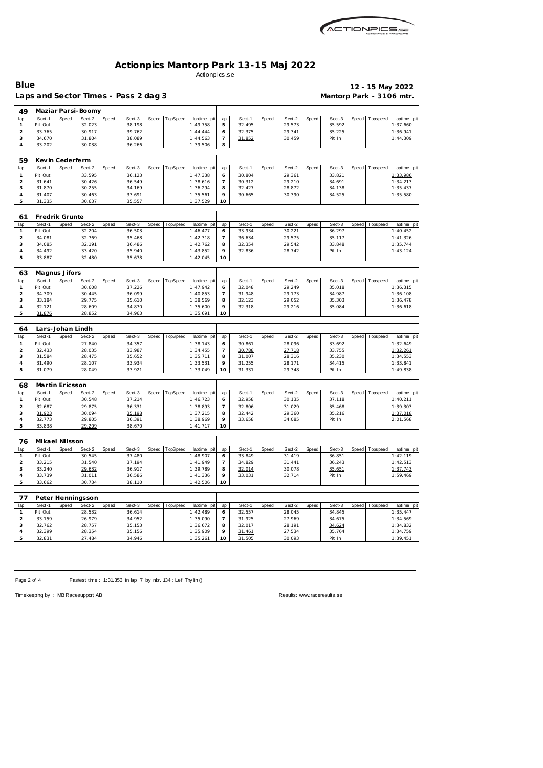# Actionpics Mantorp Park 13-15 Maj 2022

Actionpics.se

**Blue** — **12 - 15 May 2022**

**Laps and Sector Times - Pass 2 dag 3** — **Mantorp Park - 3106 mtr.**

| 49 | Maziar Parsi-Boomy | | | | | | | | | | | | | | | | | |
|---|---|---|---|---|---|---|---|---|---|---|---|---|---|---|---|---|---|---|
| lap | Sect-1 | Speed | Sect-2 | Speed | Sect-3 | Speed | TopSpeed | laptime pit | lap | Sect-1 | Speed | Sect-2 | Speed | Sect-3 | Speed | Topspeed | laptime pit |
| 1 | Pit Out | | 32.023 | | 38.198 | | | 1:49.758 | 5 | 32.495 | | 29.573 | | 35.592 | | | 1:37.660 |
| 2 | 33.765 | | 30.917 | | 39.762 | | | 1:44.444 | 6 | 32.375 | | 29.341 | | 35.225 | | | 1:36.941 |
| 3 | 34.670 | | 31.804 | | 38.089 | | | 1:44.563 | 7 | 31.852 | | 30.459 | | Pit In | | | 1:44.309 |
| 4 | 33.202 | | 30.038 | | 36.266 | | | 1:39.506 | 8 | | | | | | | | |

| 59 | Kevin Cederferm | | | | | | | | | | | | | | | | |
|---|---|---|---|---|---|---|---|---|---|---|---|---|---|---|---|---|---|
| lap | Sect-1 | Speed | Sect-2 | Speed | Sect-3 | Speed | TopSpeed | laptime pit | lap | Sect-1 | Speed | Sect-2 | Speed | Sect-3 | Speed | Topspeed | laptime pit |
| 1 | Pit Out | | 33.595 | | 36.123 | | | 1:47.338 | 6 | 30.804 | | 29.361 | | 33.821 | | | 1:33.986 |
| 2 | 31.641 | | 30.426 | | 36.549 | | | 1:38.616 | 7 | 30.312 | | 29.210 | | 34.691 | | | 1:34.213 |
| 3 | 31.870 | | 30.255 | | 34.169 | | | 1:36.294 | 8 | 32.427 | | 28.872 | | 34.138 | | | 1:35.437 |
| 4 | 31.407 | | 30.463 | | 33.691 | | | 1:35.561 | 9 | 30.665 | | 30.390 | | 34.525 | | | 1:35.580 |
| 5 | 31.335 | | 30.637 | | 35.557 | | | 1:37.529 | 10 | | | | | | | | |

| 61 | Fredrik Grunte | | | | | | | | | | | | | | | | |
|---|---|---|---|---|---|---|---|---|---|---|---|---|---|---|---|---|---|
| lap | Sect-1 | Speed | Sect-2 | Speed | Sect-3 | Speed | TopSpeed | laptime pit | lap | Sect-1 | Speed | Sect-2 | Speed | Sect-3 | Speed | Topspeed | laptime pit |
| 1 | Pit Out | | 32.204 | | 36.503 | | | 1:46.477 | 6 | 33.934 | | 30.221 | | 36.297 | | | 1:40.452 |
| 2 | 34.081 | | 32.769 | | 35.468 | | | 1:42.318 | 7 | 36.634 | | 29.575 | | 35.117 | | | 1:41.326 |
| 3 | 34.085 | | 32.191 | | 36.486 | | | 1:42.762 | 8 | 32.354 | | 29.542 | | 33.848 | | | 1:35.744 |
| 4 | 34.492 | | 33.420 | | 35.940 | | | 1:43.852 | 9 | 32.836 | | 28.742 | | Pit In | | | 1:43.124 |
| 5 | 33.887 | | 32.480 | | 35.678 | | | 1:42.045 | 10 | | | | | | | | |

| 63 | Magnus Jifors | | | | | | | | | | | | | | | | |
|---|---|---|---|---|---|---|---|---|---|---|---|---|---|---|---|---|---|
| lap | Sect-1 | Speed | Sect-2 | Speed | Sect-3 | Speed | TopSpeed | laptime pit | lap | Sect-1 | Speed | Sect-2 | Speed | Sect-3 | Speed | Topspeed | laptime pit |
| 1 | Pit Out | | 30.608 | | 37.226 | | | 1:47.942 | 6 | 32.048 | | 29.249 | | 35.018 | | | 1:36.315 |
| 2 | 34.309 | | 30.445 | | 36.099 | | | 1:40.853 | 7 | 31.948 | | 29.173 | | 34.987 | | | 1:36.108 |
| 3 | 33.184 | | 29.775 | | 35.610 | | | 1:38.569 | 8 | 32.123 | | 29.052 | | 35.303 | | | 1:36.478 |
| 4 | 32.121 | | 28.609 | | 34.870 | | | 1:35.600 | 9 | 32.318 | | 29.216 | | 35.084 | | | 1:36.618 |
| 5 | 31.876 | | 28.852 | | 34.963 | | | 1:35.691 | 10 | | | | | | | | |

| 64 | Lars-Johan Lindh | | | | | | | | | | | | | | | | |
|---|---|---|---|---|---|---|---|---|---|---|---|---|---|---|---|---|---|
| lap | Sect-1 | Speed | Sect-2 | Speed | Sect-3 | Speed | TopSpeed | laptime pit | lap | Sect-1 | Speed | Sect-2 | Speed | Sect-3 | Speed | Topspeed | laptime pit |
| 1 | Pit Out | | 27.840 | | 34.357 | | | 1:38.143 | 6 | 30.861 | | 28.096 | | 33.692 | | | 1:32.649 |
| 2 | 32.433 | | 28.035 | | 33.987 | | | 1:34.455 | 7 | 30.788 | | 27.718 | | 33.755 | | | 1:32.261 |
| 3 | 31.584 | | 28.475 | | 35.652 | | | 1:35.711 | 8 | 31.007 | | 28.316 | | 35.230 | | | 1:34.553 |
| 4 | 31.490 | | 28.107 | | 33.934 | | | 1:33.531 | 9 | 31.255 | | 28.171 | | 34.415 | | | 1:33.841 |
| 5 | 31.079 | | 28.049 | | 33.921 | | | 1:33.049 | 10 | 31.331 | | 29.348 | | Pit In | | | 1:49.838 |

| 68 | Martin Ericsson | | | | | | | | | | | | | | | | |
|---|---|---|---|---|---|---|---|---|---|---|---|---|---|---|---|---|---|
| lap | Sect-1 | Speed | Sect-2 | Speed | Sect-3 | Speed | TopSpeed | laptime pit | lap | Sect-1 | Speed | Sect-2 | Speed | Sect-3 | Speed | Topspeed | laptime pit |
| 1 | Pit Out | | 30.548 | | 37.214 | | | 1:46.723 | 6 | 32.958 | | 30.135 | | 37.118 | | | 1:40.211 |
| 2 | 32.687 | | 29.875 | | 36.331 | | | 1:38.893 | 7 | 32.806 | | 31.029 | | 35.468 | | | 1:39.303 |
| 3 | 31.923 | | 30.094 | | 35.198 | | | 1:37.215 | 8 | 32.442 | | 29.360 | | 35.216 | | | 1:37.018 |
| 4 | 32.773 | | 29.805 | | 36.391 | | | 1:38.969 | 9 | 33.658 | | 34.085 | | Pit In | | | 2:01.568 |
| 5 | 33.838 | | 29.209 | | 38.670 | | | 1:41.717 | 10 | | | | | | | | |

| 76 | Mikael Nilsson | | | | | | | | | | | | | | | | |
|---|---|---|---|---|---|---|---|---|---|---|---|---|---|---|---|---|---|
| lap | Sect-1 | Speed | Sect-2 | Speed | Sect-3 | Speed | TopSpeed | laptime pit | lap | Sect-1 | Speed | Sect-2 | Speed | Sect-3 | Speed | Topspeed | laptime pit |
| 1 | Pit Out | | 30.545 | | 37.480 | | | 1:48.907 | 6 | 33.849 | | 31.419 | | 36.851 | | | 1:42.119 |
| 2 | 33.215 | | 31.540 | | 37.194 | | | 1:41.949 | 7 | 34.829 | | 31.441 | | 36.243 | | | 1:42.513 |
| 3 | 33.240 | | 29.632 | | 36.917 | | | 1:39.789 | 8 | 32.014 | | 30.078 | | 35.651 | | | 1:37.743 |
| 4 | 33.739 | | 31.011 | | 36.586 | | | 1:41.336 | 9 | 33.031 | | 32.714 | | Pit In | | | 1:59.469 |
| 5 | 33.662 | | 30.734 | | 38.110 | | | 1:42.506 | 10 | | | | | | | | |

| 77 | Peter Henningsson | | | | | | | | | | | | | | | | |
|---|---|---|---|---|---|---|---|---|---|---|---|---|---|---|---|---|---|
| lap | Sect-1 | Speed | Sect-2 | Speed | Sect-3 | Speed | TopSpeed | laptime pit | lap | Sect-1 | Speed | Sect-2 | Speed | Sect-3 | Speed | Topspeed | laptime pit |
| 1 | Pit Out | | 28.532 | | 36.614 | | | 1:42.489 | 6 | 32.557 | | 28.045 | | 34.845 | | | 1:35.447 |
| 2 | 33.159 | | 26.979 | | 34.952 | | | 1:35.090 | 7 | 31.925 | | 27.969 | | 34.675 | | | 1:34.569 |
| 3 | 32.762 | | 28.757 | | 35.153 | | | 1:36.672 | 8 | 32.017 | | 28.191 | | 34.624 | | | 1:34.832 |
| 4 | 32.399 | | 28.354 | | 35.156 | | | 1:35.909 | 9 | 31.461 | | 27.534 | | 35.764 | | | 1:34.759 |
| 5 | 32.831 | | 27.484 | | 34.946 | | | 1:35.261 | 10 | 31.505 | | 30.093 | | Pit In | | | 1:39.451 |

Fastest time : 1:31.353 in lap 7 by nbr. 134 : Leif Thylin ()

Timekeeping by : MB Racesupport AB — Results: www.raceresults.se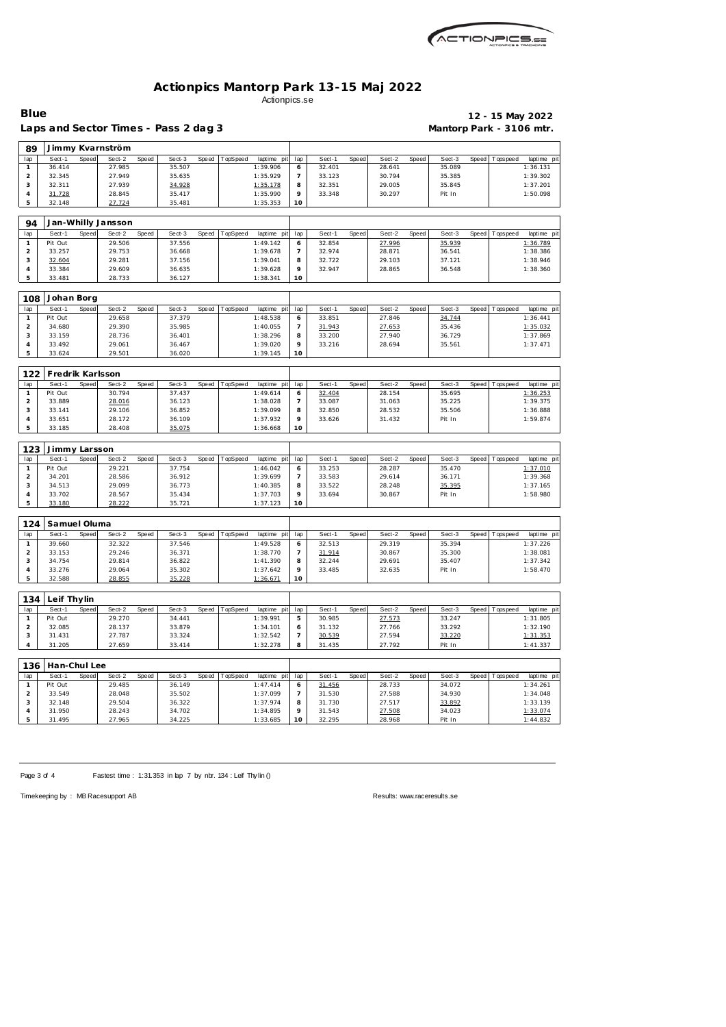# Actionpics Mantorp Park 13-15 Maj 2022

Actionpics.se

**Blue** — **12 - 15 May 2022**

**Laps and Sector Times - Pass 2 dag 3** — **Mantorp Park - 3106 mtr.**

## 89 Jimmy Kvarnström

| lap | Sect-1 | Speed | Sect-2 | Speed | Sect-3 | Speed | TopSpeed | laptime pit | lap | Sect-1 | Speed | Sect-2 | Speed | Sect-3 | Speed | Topspeed | laptime pit |
|---|---|---|---|---|---|---|---|---|---|---|---|---|---|---|---|---|---|
| 1 | 36.414 | | 27.985 | | 35.507 | | | 1:39.906 | 6 | 32.401 | | 28.641 | | 35.089 | | | 1:36.131 |
| 2 | 32.345 | | 27.949 | | 35.635 | | | 1:35.929 | 7 | 33.123 | | 30.794 | | 35.385 | | | 1:39.302 |
| 3 | 32.311 | | 27.939 | | 34.928 | | | 1:35.178 | 8 | 32.351 | | 29.005 | | 35.845 | | | 1:37.201 |
| 4 | 31.728 | | 28.845 | | 35.417 | | | 1:35.990 | 9 | 33.348 | | 30.297 | | Pit In | | | 1:50.098 |
| 5 | 32.148 | | 27.724 | | 35.481 | | | 1:35.353 | 10 | | | | | | | | |

## 94 Jan-Whilly Jansson

| lap | Sect-1 | Speed | Sect-2 | Speed | Sect-3 | Speed | TopSpeed | laptime pit | lap | Sect-1 | Speed | Sect-2 | Speed | Sect-3 | Speed | Topspeed | laptime pit |
|---|---|---|---|---|---|---|---|---|---|---|---|---|---|---|---|---|---|
| 1 | Pit Out | | 29.506 | | 37.556 | | | 1:49.142 | 6 | 32.854 | | 27.996 | | 35.939 | | | 1:36.789 |
| 2 | 33.257 | | 29.753 | | 36.668 | | | 1:39.678 | 7 | 32.974 | | 28.871 | | 36.541 | | | 1:38.386 |
| 3 | 32.604 | | 29.281 | | 37.156 | | | 1:39.041 | 8 | 32.722 | | 29.103 | | 37.121 | | | 1:38.946 |
| 4 | 33.384 | | 29.609 | | 36.635 | | | 1:39.628 | 9 | 32.947 | | 28.865 | | 36.548 | | | 1:38.360 |
| 5 | 33.481 | | 28.733 | | 36.127 | | | 1:38.341 | 10 | | | | | | | | |

## 108 Johan Borg

| lap | Sect-1 | Speed | Sect-2 | Speed | Sect-3 | Speed | TopSpeed | laptime pit | lap | Sect-1 | Speed | Sect-2 | Speed | Sect-3 | Speed | Topspeed | laptime pit |
|---|---|---|---|---|---|---|---|---|---|---|---|---|---|---|---|---|---|
| 1 | Pit Out | | 29.658 | | 37.379 | | | 1:48.538 | 6 | 33.851 | | 27.846 | | 34.744 | | | 1:36.441 |
| 2 | 34.680 | | 29.390 | | 35.985 | | | 1:40.055 | 7 | 31.943 | | 27.653 | | 35.436 | | | 1:35.032 |
| 3 | 33.159 | | 28.736 | | 36.401 | | | 1:38.296 | 8 | 33.200 | | 27.940 | | 36.729 | | | 1:37.869 |
| 4 | 33.492 | | 29.061 | | 36.467 | | | 1:39.020 | 9 | 33.216 | | 28.694 | | 35.561 | | | 1:37.471 |
| 5 | 33.624 | | 29.501 | | 36.020 | | | 1:39.145 | 10 | | | | | | | | |

## 122 Fredrik Karlsson

| lap | Sect-1 | Speed | Sect-2 | Speed | Sect-3 | Speed | TopSpeed | laptime pit | lap | Sect-1 | Speed | Sect-2 | Speed | Sect-3 | Speed | Topspeed | laptime pit |
|---|---|---|---|---|---|---|---|---|---|---|---|---|---|---|---|---|---|
| 1 | Pit Out | | 30.794 | | 37.437 | | | 1:49.614 | 6 | 32.404 | | 28.154 | | 35.695 | | | 1:36.253 |
| 2 | 33.889 | | 28.016 | | 36.123 | | | 1:38.028 | 7 | 33.087 | | 31.063 | | 35.225 | | | 1:39.375 |
| 3 | 33.141 | | 29.106 | | 36.852 | | | 1:39.099 | 8 | 32.850 | | 28.532 | | 35.506 | | | 1:36.888 |
| 4 | 33.651 | | 28.172 | | 36.109 | | | 1:37.932 | 9 | 33.626 | | 31.432 | | Pit In | | | 1:59.874 |
| 5 | 33.185 | | 28.408 | | 35.075 | | | 1:36.668 | 10 | | | | | | | | |

## 123 Jimmy Larsson

| lap | Sect-1 | Speed | Sect-2 | Speed | Sect-3 | Speed | TopSpeed | laptime pit | lap | Sect-1 | Speed | Sect-2 | Speed | Sect-3 | Speed | Topspeed | laptime pit |
|---|---|---|---|---|---|---|---|---|---|---|---|---|---|---|---|---|---|
| 1 | Pit Out | | 29.221 | | 37.754 | | | 1:46.042 | 6 | 33.253 | | 28.287 | | 35.470 | | | 1:37.010 |
| 2 | 34.201 | | 28.586 | | 36.912 | | | 1:39.699 | 7 | 33.583 | | 29.614 | | 36.171 | | | 1:39.368 |
| 3 | 34.513 | | 29.099 | | 36.773 | | | 1:40.385 | 8 | 33.522 | | 28.248 | | 35.395 | | | 1:37.165 |
| 4 | 33.702 | | 28.567 | | 35.434 | | | 1:37.703 | 9 | 33.694 | | 30.867 | | Pit In | | | 1:58.980 |
| 5 | 33.180 | | 28.222 | | 35.721 | | | 1:37.123 | 10 | | | | | | | | |

## 124 Samuel Oluma

| lap | Sect-1 | Speed | Sect-2 | Speed | Sect-3 | Speed | TopSpeed | laptime pit | lap | Sect-1 | Speed | Sect-2 | Speed | Sect-3 | Speed | Topspeed | laptime pit |
|---|---|---|---|---|---|---|---|---|---|---|---|---|---|---|---|---|---|
| 1 | 39.660 | | 32.322 | | 37.546 | | | 1:49.528 | 6 | 32.513 | | 29.319 | | 35.394 | | | 1:37.226 |
| 2 | 33.153 | | 29.246 | | 36.371 | | | 1:38.770 | 7 | 31.914 | | 30.867 | | 35.300 | | | 1:38.081 |
| 3 | 34.754 | | 29.814 | | 36.822 | | | 1:41.390 | 8 | 32.244 | | 29.691 | | 35.407 | | | 1:37.342 |
| 4 | 33.276 | | 29.064 | | 35.302 | | | 1:37.642 | 9 | 33.485 | | 32.635 | | Pit In | | | 1:58.470 |
| 5 | 32.588 | | 28.855 | | 35.228 | | | 1:36.671 | 10 | | | | | | | | |

## 134 Leif Thylin

| lap | Sect-1 | Speed | Sect-2 | Speed | Sect-3 | Speed | TopSpeed | laptime pit | lap | Sect-1 | Speed | Sect-2 | Speed | Sect-3 | Speed | Topspeed | laptime pit |
|---|---|---|---|---|---|---|---|---|---|---|---|---|---|---|---|---|---|
| 1 | Pit Out | | 29.270 | | 34.441 | | | 1:39.991 | 5 | 30.985 | | 27.573 | | 33.247 | | | 1:31.805 |
| 2 | 32.085 | | 28.137 | | 33.879 | | | 1:34.101 | 6 | 31.132 | | 27.766 | | 33.292 | | | 1:32.190 |
| 3 | 31.431 | | 27.787 | | 33.324 | | | 1:32.542 | 7 | 30.539 | | 27.594 | | 33.220 | | | 1:31.353 |
| 4 | 31.205 | | 27.659 | | 33.414 | | | 1:32.278 | 8 | 31.435 | | 27.792 | | Pit In | | | 1:41.337 |

## 136 Han-Chul Lee

| lap | Sect-1 | Speed | Sect-2 | Speed | Sect-3 | Speed | TopSpeed | laptime pit | lap | Sect-1 | Speed | Sect-2 | Speed | Sect-3 | Speed | Topspeed | laptime pit |
|---|---|---|---|---|---|---|---|---|---|---|---|---|---|---|---|---|---|
| 1 | Pit Out | | 29.485 | | 36.149 | | | 1:47.414 | 6 | 31.456 | | 28.733 | | 34.072 | | | 1:34.261 |
| 2 | 33.549 | | 28.048 | | 35.502 | | | 1:37.099 | 7 | 31.530 | | 27.588 | | 34.930 | | | 1:34.048 |
| 3 | 32.148 | | 29.504 | | 36.322 | | | 1:37.974 | 8 | 31.730 | | 27.517 | | 33.892 | | | 1:33.139 |
| 4 | 31.950 | | 28.243 | | 34.702 | | | 1:34.895 | 9 | 31.543 | | 27.508 | | 34.023 | | | 1:33.074 |
| 5 | 31.495 | | 27.965 | | 34.225 | | | 1:33.685 | 10 | 32.295 | | 28.968 | | Pit In | | | 1:44.832 |

Fastest time : 1:31.353 in lap 7 by nbr. 134 : Leif Thylin ()

Timekeeping by : MB Racesupport AB — Results: www.raceresults.se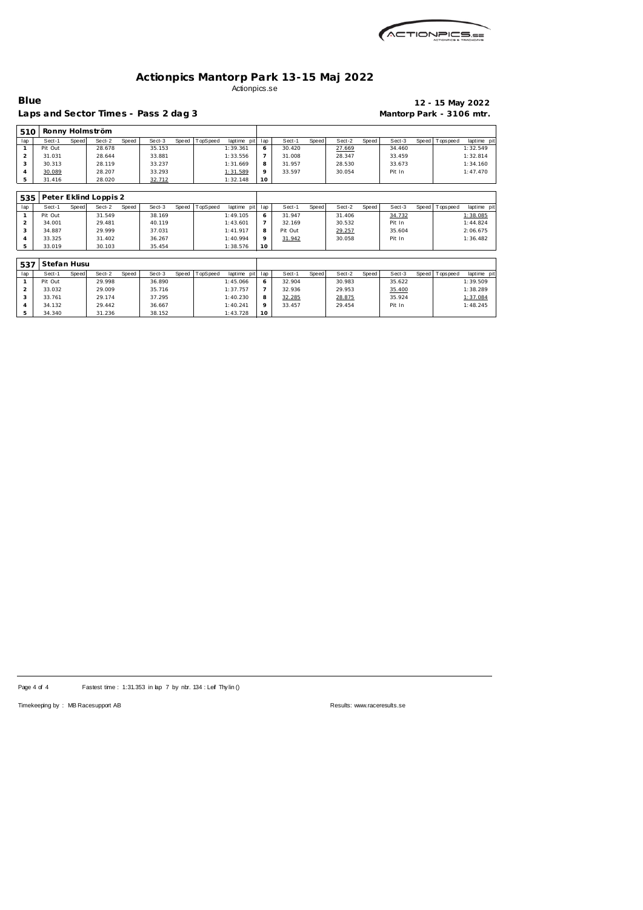# Actionpics Mantorp Park 13-15 Maj 2022

Actionpics.se

**Blue**

**Laps and Sector Times - Pass 2 dag 3**

**12 - 15 May 2022**

**Mantorp Park - 3106 mtr.**

| 510 | Ronny Holmström | | | | | | | | | | | | | | | | | |
|---|---|---|---|---|---|---|---|---|---|---|---|---|---|---|---|---|---|---|
| lap | Sect-1 | Speed | Sect-2 | Speed | Sect-3 | Speed | TopSpeed | laptime pit | lap | Sect-1 | Speed | Sect-2 | Speed | Sect-3 | Speed | Topspeed | laptime pit |
| 1 | Pit Out | | 28.678 | | 35.153 | | | 1:39.361 | 6 | 30.420 | | 27.669 | | 34.460 | | | 1:32.549 |
| 2 | 31.031 | | 28.644 | | 33.881 | | | 1:33.556 | 7 | 31.008 | | 28.347 | | 33.459 | | | 1:32.814 |
| 3 | 30.313 | | 28.119 | | 33.237 | | | 1:31.669 | 8 | 31.957 | | 28.530 | | 33.673 | | | 1:34.160 |
| 4 | 30.089 | | 28.207 | | 33.293 | | | 1:31.589 | 9 | 33.597 | | 30.054 | | Pit In | | | 1:47.470 |
| 5 | 31.416 | | 28.020 | | 32.712 | | | 1:32.148 | 10 | | | | | | | | |

| 535 | Peter Eklind Loppis 2 | | | | | | | | | | | | | | | | | |
|---|---|---|---|---|---|---|---|---|---|---|---|---|---|---|---|---|---|---|
| lap | Sect-1 | Speed | Sect-2 | Speed | Sect-3 | Speed | TopSpeed | laptime pit | lap | Sect-1 | Speed | Sect-2 | Speed | Sect-3 | Speed | Topspeed | laptime pit |
| 1 | Pit Out | | 31.549 | | 38.169 | | | 1:49.105 | 6 | 31.947 | | 31.406 | | 34.732 | | | 1:38.085 |
| 2 | 34.001 | | 29.481 | | 40.119 | | | 1:43.601 | 7 | 32.169 | | 30.532 | | Pit In | | | 1:44.824 |
| 3 | 34.887 | | 29.999 | | 37.031 | | | 1:41.917 | 8 | Pit Out | | 29.257 | | 35.604 | | | 2:06.675 |
| 4 | 33.325 | | 31.402 | | 36.267 | | | 1:40.994 | 9 | 31.942 | | 30.058 | | Pit In | | | 1:36.482 |
| 5 | 33.019 | | 30.103 | | 35.454 | | | 1:38.576 | 10 | | | | | | | | |

| 537 | Stefan Husu | | | | | | | | | | | | | | | | | |
|---|---|---|---|---|---|---|---|---|---|---|---|---|---|---|---|---|---|---|
| lap | Sect-1 | Speed | Sect-2 | Speed | Sect-3 | Speed | TopSpeed | laptime pit | lap | Sect-1 | Speed | Sect-2 | Speed | Sect-3 | Speed | Topspeed | laptime pit |
| 1 | Pit Out | | 29.998 | | 36.890 | | | 1:45.066 | 6 | 32.904 | | 30.983 | | 35.622 | | | 1:39.509 |
| 2 | 33.032 | | 29.009 | | 35.716 | | | 1:37.757 | 7 | 32.936 | | 29.953 | | 35.400 | | | 1:38.289 |
| 3 | 33.761 | | 29.174 | | 37.295 | | | 1:40.230 | 8 | 32.285 | | 28.875 | | 35.924 | | | 1:37.084 |
| 4 | 34.132 | | 29.442 | | 36.667 | | | 1:40.241 | 9 | 33.457 | | 29.454 | | Pit In | | | 1:48.245 |
| 5 | 34.340 | | 31.236 | | 38.152 | | | 1:43.728 | 10 | | | | | | | | |

Fastest time : 1:31.353 in lap 7 by nbr. 134 : Leif Thylin ()

Timekeeping by : MB Racesupport AB

Results: www.raceresults.se